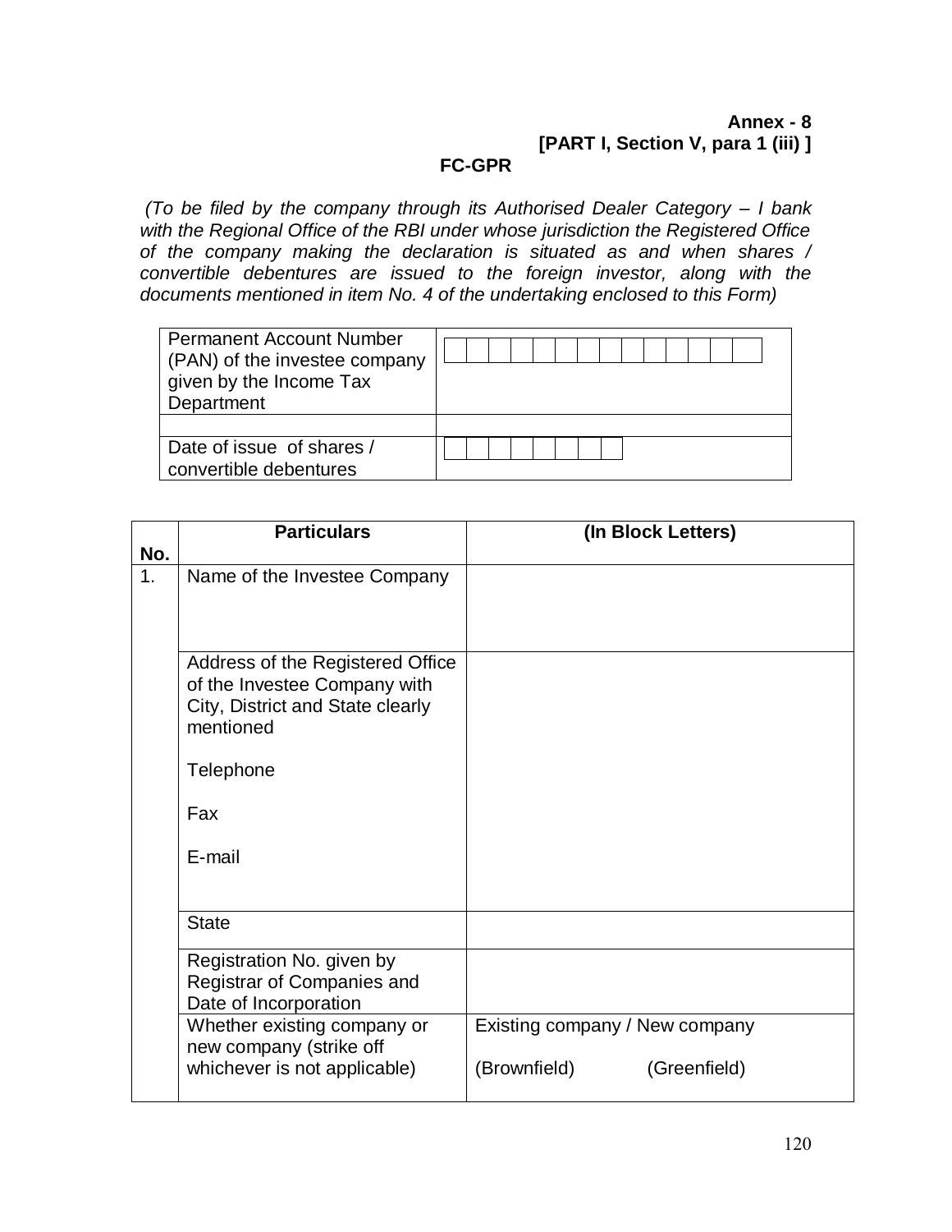**Annex - 8**
**[PART I, Section V, para 1 (iii) ]**

**FC-GPR**

*(To be filed by the company through its Authorised Dealer Category – I bank with the Regional Office of the RBI under whose jurisdiction the Registered Office of the company making the declaration is situated as and when shares / convertible debentures are issued to the foreign investor, along with the documents mentioned in item No. 4 of the undertaking enclosed to this Form)*

| | |
|---|---|
| Permanent Account Number (PAN) of the investee company given by the Income Tax Department | |
| | |
| Date of issue of shares / convertible debentures | |

| No. | Particulars | (In Block Letters) |
|---|---|---|
| 1. | Name of the Investee Company | |
| | Address of the Registered Office of the Investee Company with City, District and State clearly mentioned<br><br>Telephone<br><br>Fax<br><br>E-mail | |
| | State | |
| | Registration No. given by Registrar of Companies and Date of Incorporation | |
| | Whether existing company or new company (strike off whichever is not applicable) | Existing company / New company<br><br>(Brownfield) (Greenfield) |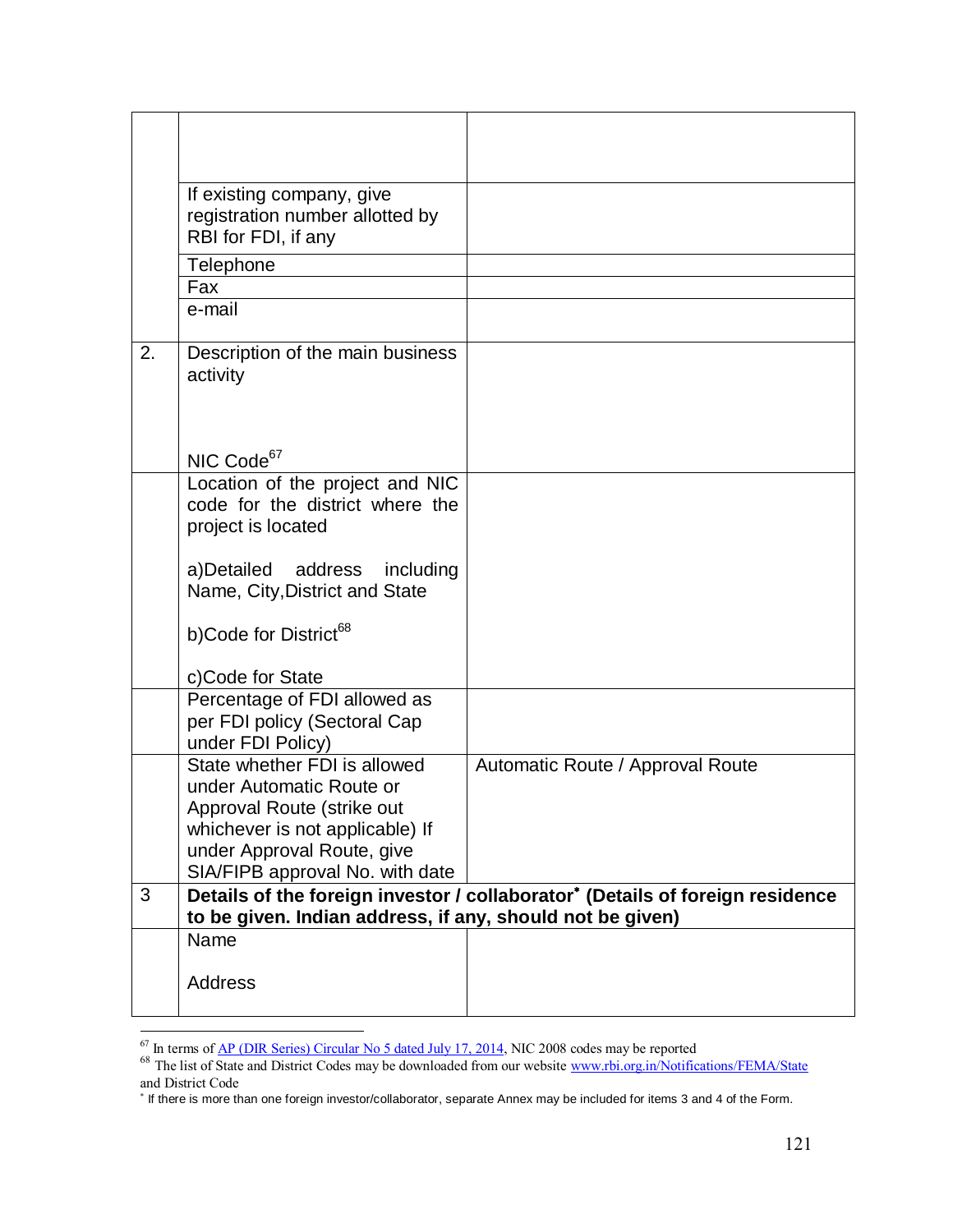|  |  |  |
|---|---|---|
|  |  |  |
|  | If existing company, give registration number allotted by RBI for FDI, if any |  |
|  | Telephone |  |
|  | Fax |  |
|  | e-mail |  |
| 2. | Description of the main business activity<br><br>NIC Code[67] |  |
|  | Location of the project and NIC code for the district where the project is located<br><br>a)Detailed address including Name, City,District and State<br><br>b)Code for District[68]<br><br>c)Code for State |  |
|  | Percentage of FDI allowed as per FDI policy (Sectoral Cap under FDI Policy) |  |
|  | State whether FDI is allowed under Automatic Route or Approval Route (strike out whichever is not applicable) If under Approval Route, give SIA/FIPB approval No. with date | Automatic Route / Approval Route |
| 3 | **Details of the foreign investor / collaborator[*] (Details of foreign residence to be given. Indian address, if any, should not be given)** |  |
|  | Name<br><br>Address |  |

[67] In terms of AP (DIR Series) Circular No 5 dated July 17, 2014, NIC 2008 codes may be reported

[68] The list of State and District Codes may be downloaded from our website www.rbi.org.in/Notifications/FEMA/State and District Code

[*] If there is more than one foreign investor/collaborator, separate Annex may be included for items 3 and 4 of the Form.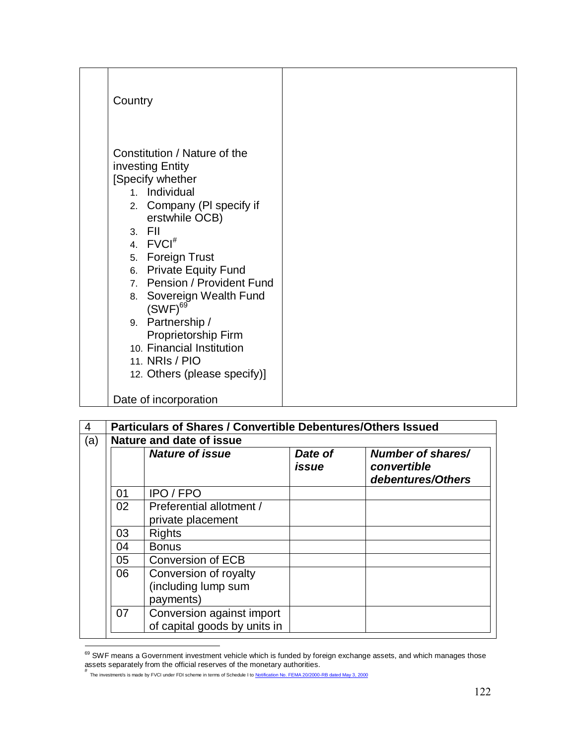| | | |
|---|---|---|
| | Country | |
| | Constitution / Nature of the investing Entity [Specify whether 1. Individual 2. Company (Pl specify if erstwhile OCB) 3. FII 4. FVCI[#] 5. Foreign Trust 6. Private Equity Fund 7. Pension / Provident Fund 8. Sovereign Wealth Fund (SWF)[69] 9. Partnership / Proprietorship Firm 10. Financial Institution 11. NRIs / PIO 12. Others (please specify)] Date of incorporation | |

| 4 | **Particulars of Shares / Convertible Debentures/Others Issued** | | | |
|---|---|---|---|---|
| (a) | **Nature and date of issue** | | | |
| | | ***Nature of issue*** | ***Date of issue*** | ***Number of shares/ convertible debentures/Others*** |
| | 01 | IPO / FPO | | |
| | 02 | Preferential allotment / private placement | | |
| | 03 | Rights | | |
| | 04 | Bonus | | |
| | 05 | Conversion of ECB | | |
| | 06 | Conversion of royalty (including lump sum payments) | | |
| | 07 | Conversion against import of capital goods by units in | | |

[69] SWF means a Government investment vehicle which is funded by foreign exchange assets, and which manages those assets separately from the official reserves of the monetary authorities.

[#] The investment/s is made by FVCI under FDI scheme in terms of Schedule I to Notification No. FEMA 20/2000-RB dated May 3, 2000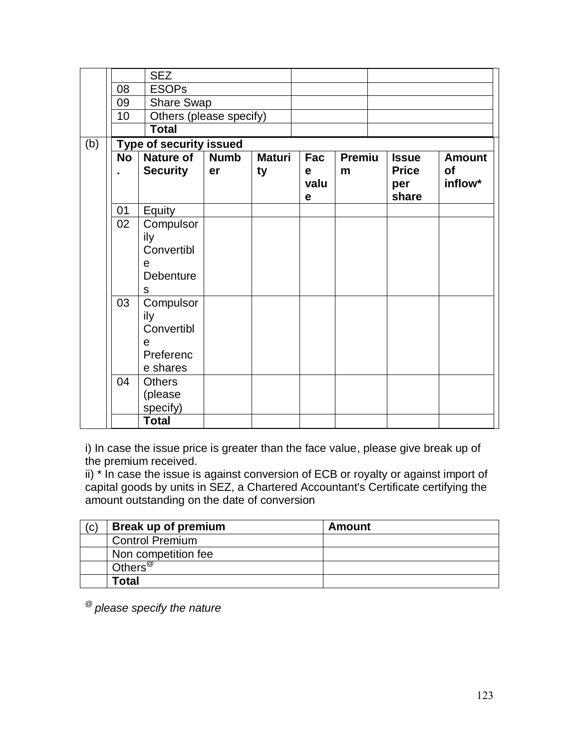| | | | | |
|---|---|---|---|---|
| | | SEZ | | |
| | 08 | ESOPs | | |
| | 09 | Share Swap | | |
| | 10 | Others (please specify) | | |
| | | **Total** | | |

| (b) | **Type of security issued** | | | | | | | |
|---|---|---|---|---|---|---|---|---|
| | **No.** | **Nature of Security** | **Number** | **Maturity** | **Face value** | **Premium** | **Issue Price per share** | **Amount of inflow*** |
| | 01 | Equity | | | | | | |
| | 02 | Compulsorily Convertible Debentures | | | | | | |
| | 03 | Compulsorily Convertible Preference shares | | | | | | |
| | 04 | Others (please specify) | | | | | | |
| | | **Total** | | | | | | |

i) In case the issue price is greater than the face value, please give break up of the premium received.
ii) * In case the issue is against conversion of ECB or royalty or against import of capital goods by units in SEZ, a Chartered Accountant's Certificate certifying the amount outstanding on the date of conversion

| (c) | **Break up of premium** | **Amount** |
|---|---|---|
| | Control Premium | |
| | Non competition fee | |
| | Others[@] | |
| | **Total** | |

[@] *please specify the nature*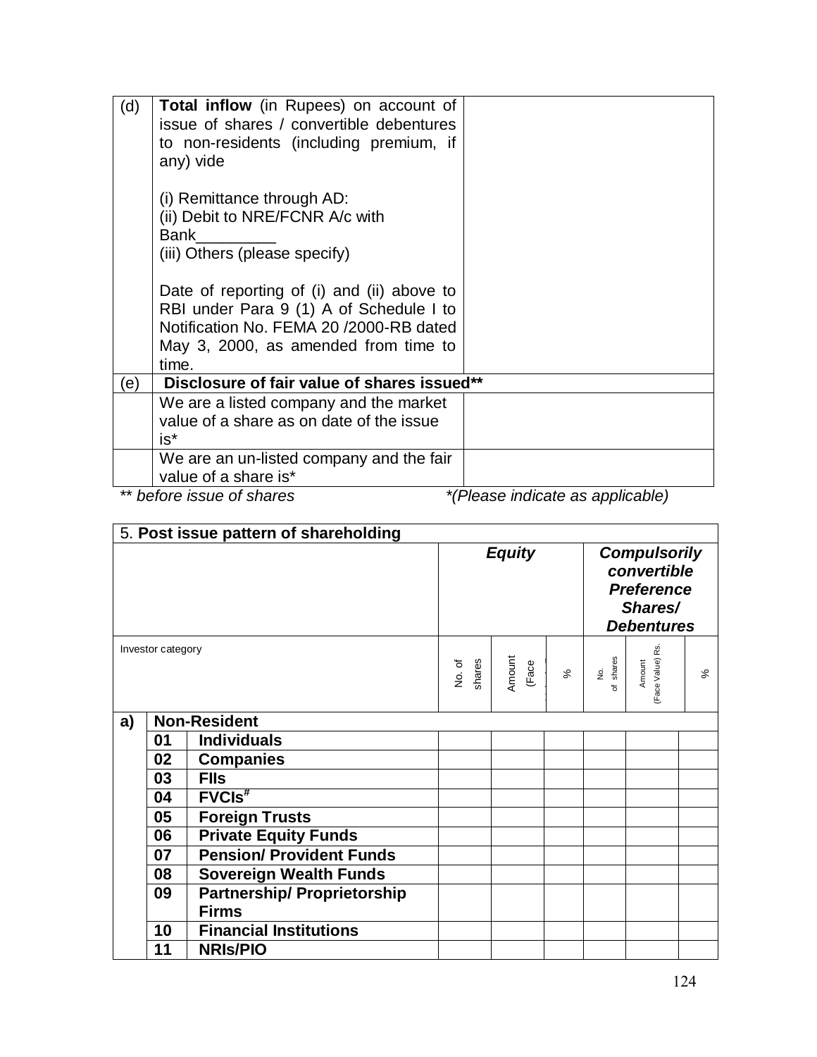| (d) | **Total inflow** (in Rupees) on account of issue of shares / convertible debentures to non-residents (including premium, if any) vide<br><br>(i) Remittance through AD:<br>(ii) Debit to NRE/FCNR A/c with Bank_________<br>(iii) Others (please specify)<br><br>Date of reporting of (i) and (ii) above to RBI under Para 9 (1) A of Schedule I to Notification No. FEMA 20 /2000-RB dated May 3, 2000, as amended from time to time. | |
|---|---|---|
| (e) | **Disclosure of fair value of shares issued**** | |
| | We are a listed company and the market value of a share as on date of the issue is* | |
| | We are an un-listed company and the fair value of a share is* | |

*** before issue of shares* *\*(Please indicate as applicable)*

| **5. Post issue pattern of shareholding** | | | | | | | | |
|---|---|---|---|---|---|---|---|---|
| | | | ***Equity*** | | | ***Compulsorily convertible Preference Shares/ Debentures*** | | |
| Investor category | | | No. of shares | Amount (Face | % | No. of shares | Amount (Face Value) Rs. | % |
| **a)** | **Non-Resident** | | | | | | | |
| | **01** | **Individuals** | | | | | | |
| | **02** | **Companies** | | | | | | |
| | **03** | **FIIs** | | | | | | |
| | **04** | **FVCIs#** | | | | | | |
| | **05** | **Foreign Trusts** | | | | | | |
| | **06** | **Private Equity Funds** | | | | | | |
| | **07** | **Pension/ Provident Funds** | | | | | | |
| | **08** | **Sovereign Wealth Funds** | | | | | | |
| | **09** | **Partnership/ Proprietorship Firms** | | | | | | |
| | **10** | **Financial Institutions** | | | | | | |
| | **11** | **NRIs/PIO** | | | | | | |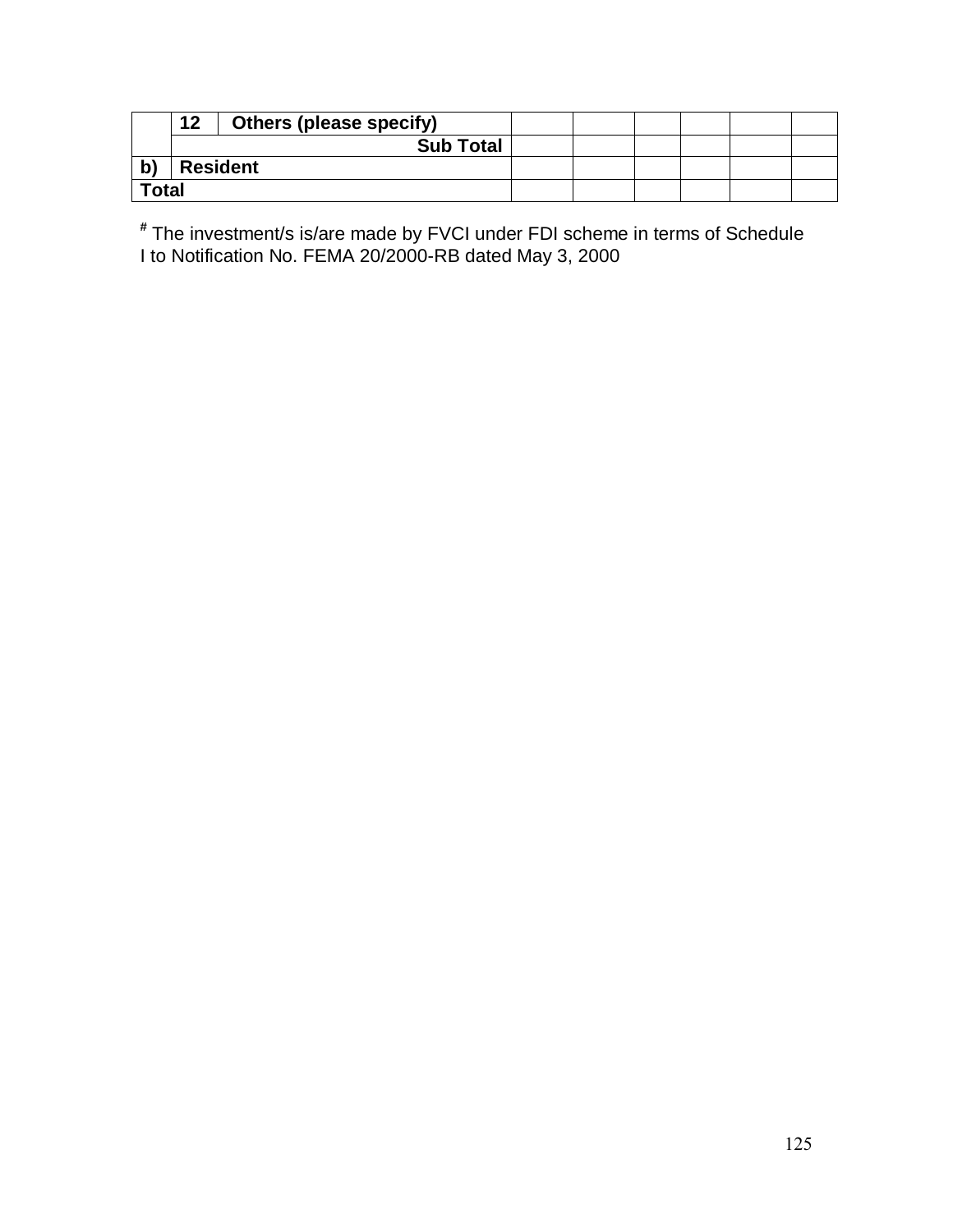|  |  |  |  |  |  |  |  |  |
|---|---|---|---|---|---|---|---|---|
|  | **12** | **Others (please specify)** |  |  |  |  |  |  |
|  |  | **Sub Total** |  |  |  |  |  |  |
| **b)** | **Resident** |  |  |  |  |  |  |  |
| **Total** |  |  |  |  |  |  |  |  |

[#] The investment/s is/are made by FVCI under FDI scheme in terms of Schedule I to Notification No. FEMA 20/2000-RB dated May 3, 2000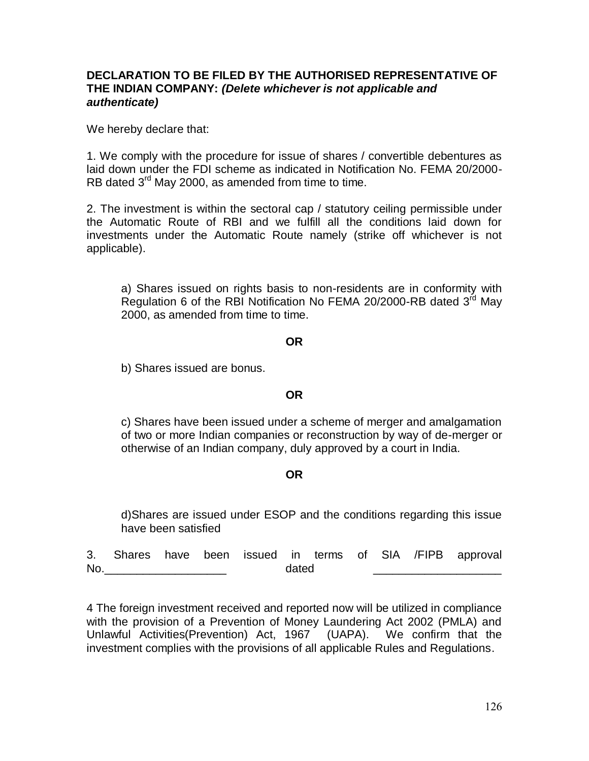**DECLARATION TO BE FILED BY THE AUTHORISED REPRESENTATIVE OF THE INDIAN COMPANY:** ***(Delete whichever is not applicable and authenticate)***

We hereby declare that:

1. We comply with the procedure for issue of shares / convertible debentures as laid down under the FDI scheme as indicated in Notification No. FEMA 20/2000-RB dated 3rd May 2000, as amended from time to time.

2. The investment is within the sectoral cap / statutory ceiling permissible under the Automatic Route of RBI and we fulfill all the conditions laid down for investments under the Automatic Route namely (strike off whichever is not applicable).

   a) Shares issued on rights basis to non-residents are in conformity with Regulation 6 of the RBI Notification No FEMA 20/2000-RB dated 3rd May 2000, as amended from time to time.

   **OR**

   b) Shares issued are bonus.

   **OR**

   c) Shares have been issued under a scheme of merger and amalgamation of two or more Indian companies or reconstruction by way of de-merger or otherwise of an Indian company, duly approved by a court in India.

   **OR**

   d)Shares are issued under ESOP and the conditions regarding this issue have been satisfied

3. Shares have been issued in terms of SIA /FIPB approval No.___________________ dated ___________________

4 The foreign investment received and reported now will be utilized in compliance with the provision of a Prevention of Money Laundering Act 2002 (PMLA) and Unlawful Activities(Prevention) Act, 1967 (UAPA). We confirm that the investment complies with the provisions of all applicable Rules and Regulations.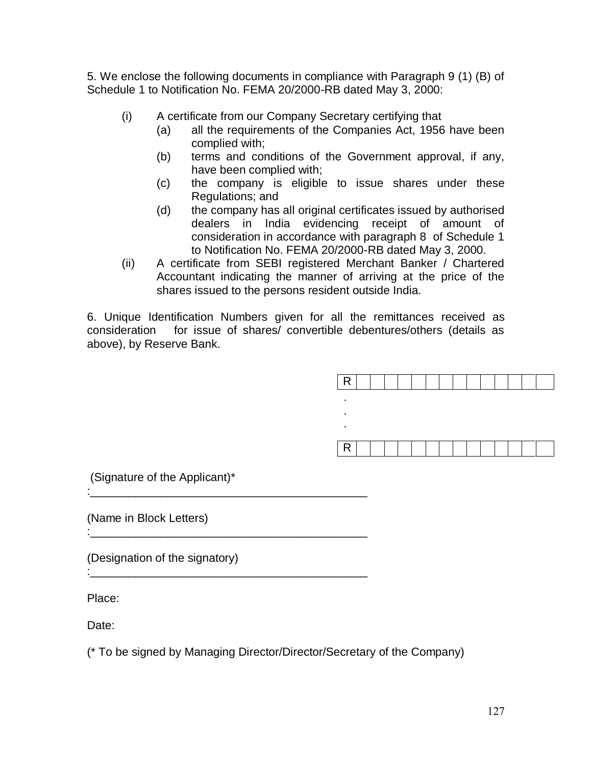5. We enclose the following documents in compliance with Paragraph 9 (1) (B) of Schedule 1 to Notification No. FEMA 20/2000-RB dated May 3, 2000:

- (i) A certificate from our Company Secretary certifying that
  - (a) all the requirements of the Companies Act, 1956 have been complied with;
  - (b) terms and conditions of the Government approval, if any, have been complied with;
  - (c) the company is eligible to issue shares under these Regulations; and
  - (d) the company has all original certificates issued by authorised dealers in India evidencing receipt of amount of consideration in accordance with paragraph 8 of Schedule 1 to Notification No. FEMA 20/2000-RB dated May 3, 2000.
- (ii) A certificate from SEBI registered Merchant Banker / Chartered Accountant indicating the manner of arriving at the price of the shares issued to the persons resident outside India.

6. Unique Identification Numbers given for all the remittances received as consideration for issue of shares/ convertible debentures/others (details as above), by Reserve Bank.

| R | | | | | | | | | | | | | | |
|---|---|---|---|---|---|---|---|---|---|---|---|---|---|---|

.
.
.

| R | | | | | | | | | | | | | | |
|---|---|---|---|---|---|---|---|---|---|---|---|---|---|---|

(Signature of the Applicant)*

:___________________________________________

(Name in Block Letters)

:___________________________________________

(Designation of the signatory)

:___________________________________________

Place:

Date:

(* To be signed by Managing Director/Director/Secretary of the Company)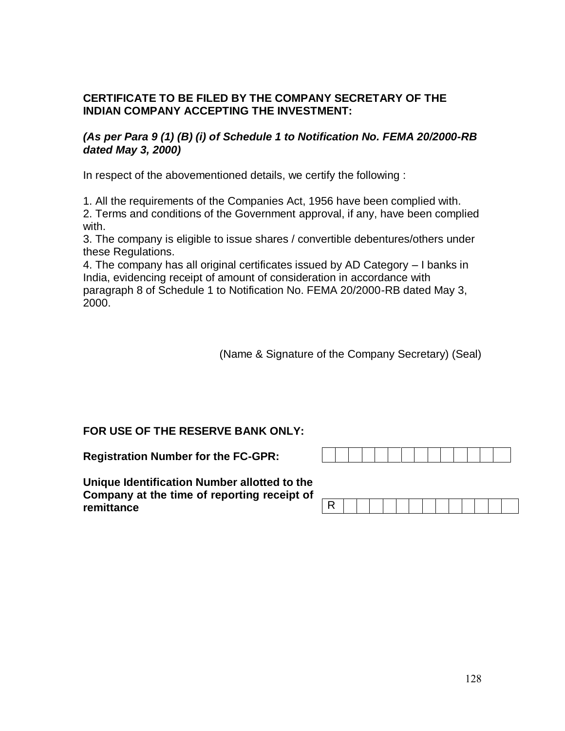**CERTIFICATE TO BE FILED BY THE COMPANY SECRETARY OF THE INDIAN COMPANY ACCEPTING THE INVESTMENT:**

***(As per Para 9 (1) (B) (i) of Schedule 1 to Notification No. FEMA 20/2000-RB dated May 3, 2000)***

In respect of the abovementioned details, we certify the following :

1. All the requirements of the Companies Act, 1956 have been complied with.
2. Terms and conditions of the Government approval, if any, have been complied with.
3. The company is eligible to issue shares / convertible debentures/others under these Regulations.
4. The company has all original certificates issued by AD Category – I banks in India, evidencing receipt of amount of consideration in accordance with paragraph 8 of Schedule 1 to Notification No. FEMA 20/2000-RB dated May 3, 2000.

(Name & Signature of the Company Secretary) (Seal)

**FOR USE OF THE RESERVE BANK ONLY:**

| | | | | | | | | | | | | | | |
|---|---|---|---|---|---|---|---|---|---|---|---|---|---|---|
| **Registration Number for the FC-GPR:** | | | | | | | | | | | | | | |
| **Unique Identification Number allotted to the Company at the time of reporting receipt of remittance** | R | | | | | | | | | | | | | |